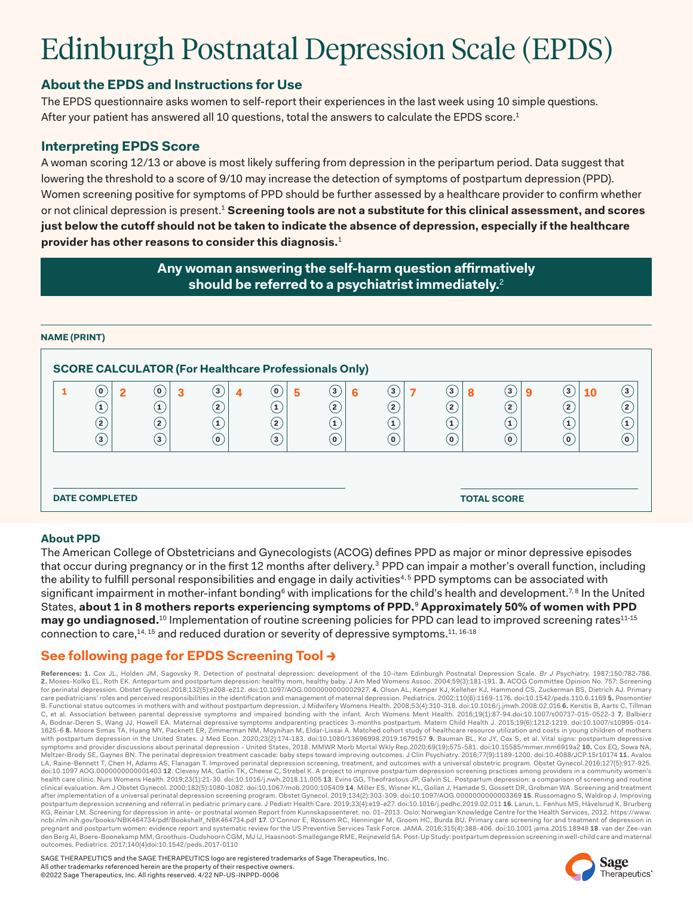# Edinburgh Postnatal Depression Scale (EPDS)

## About the EPDS and Instructions for Use

The EPDS questionnaire asks women to self-report their experiences in the last week using 10 simple questions. After your patient has answered all 10 questions, total the answers to calculate the EPDS score.[1]

## Interpreting EPDS Score

A woman scoring 12/13 or above is most likely suffering from depression in the peripartum period. Data suggest that lowering the threshold to a score of 9/10 may increase the detection of symptoms of postpartum depression (PPD). Women screening positive for symptoms of PPD should be further assessed by a healthcare provider to confirm whether or not clinical depression is present.[1] **Screening tools are not a substitute for this clinical assessment, and scores just below the cutoff should not be taken to indicate the absence of depression, especially if the healthcare provider has other reasons to consider this diagnosis.**[1]

**Any woman answering the self-harm question affirmatively should be referred to a psychiatrist immediately.**[2]

**NAME (PRINT)**

### SCORE CALCULATOR (For Healthcare Professionals Only)

| 1 | 2 | 3 | 4 | 5 | 6 | 7 | 8 | 9 | 10 |
|---|---|---|---|---|---|---|---|---|---|
| 0 | 0 | 3 | 0 | 3 | 3 | 3 | 3 | 3 | 3 |
| 1 | 1 | 2 | 1 | 2 | 2 | 2 | 2 | 2 | 2 |
| 2 | 2 | 1 | 2 | 1 | 1 | 1 | 1 | 1 | 1 |
| 3 | 3 | 0 | 3 | 0 | 0 | 0 | 0 | 0 | 0 |

**DATE COMPLETED**

**TOTAL SCORE**

## About PPD

The American College of Obstetricians and Gynecologists (ACOG) defines PPD as major or minor depressive episodes that occur during pregnancy or in the first 12 months after delivery.[3] PPD can impair a mother's overall function, including the ability to fulfill personal responsibilities and engage in daily activities[4,5] PPD symptoms can be associated with significant impairment in mother-infant bonding[6] with implications for the child's health and development.[7,8] In the United States, **about 1 in 8 mothers reports experiencing symptoms of PPD.**[9] **Approximately 50% of women with PPD may go undiagnosed.**[10] Implementation of routine screening policies for PPD can lead to improved screening rates[11-15] connection to care,[14,15] and reduced duration or severity of depressive symptoms.[11,16-18]

**See following page for EPDS Screening Tool ➔**

**References: 1.** Cox JL, Holden JM, Sagovsky R. Detection of postnatal depression: development of the 10-item Edinburgh Postnatal Depression Scale. *Br J Psychiatry.* 1987;150:782-786. **2.** Moses-Kolko EL, Roth EK. Antepartum and postpartum depression: healthy mom, healthy baby. J Am Med Womens Assoc. 2004;59(3):181-191. **3.** ACOG Committee Opinion No. 757: Screening for perinatal depression. Obstet Gynecol.2018;132(5):e208-e212. doi:10.1097/AOG.0000000000002927. **4.** Olson AL, Kemper KJ, Kelleher KJ, Hammond CS, Zuckerman BS, Dietrich AJ. Primary care pediatricians' roles and perceived responsibilities in the identification and management of maternal depression. Pediatrics. 2002;110(6):1169-1176. doi:10.1542/peds.110.6.1169 **5.** Posmontier B. Functional status outcomes in mothers with and without postpartum depression. J Midwifery Womens Health. 2008;53(4):310-318. doi:10.1016/j.jmwh.2008.02.016 **6.** Kerstis B, Aarts C, Tillman C, et al. Association between parental depressive symptoms and impaired bonding with the infant. Arch Womens Ment Health. 2016;19(1):87-94.doi:10.1007/s00737-015-0522-3 **7.** Balbierz A, Bodnar-Deren S, Wang JJ, Howell EA. Maternal depressive symptoms andparenting practices 3-months postpartum. Matern Child Health J. 2015;19(6):1212-1219. doi:10.1007/s10995-014-1625-6 **8.** Moore Simas TA, Huang MY, Packnett ER, Zimmerman NM, Moynihan M, Eldar-Lissai A. Matched cohort study of healthcare resource utilization and costs in young children of mothers with postpartum depression in the United States. J Med Econ. 2020;23(2):174-183. doi:10.1080/13696998.2019.1679157 **9.** Bauman BL, Ko JY, Cox S, et al. Vital signs: postpartum depressive symptoms and provider discussions about perinatal depression - United States, 2018. MMWR Morb Mortal Wkly Rep.2020;69(19):575-581. doi:10.15585/mmwr.mm6919a2 **10.** Cox EQ, Sowa NA, Meltzer-Brody SE, Gaynes BN. The perinatal depression treatment cascade: baby steps toward improving outcomes. J Clin Psychiatry. 2016;77(9):1189-1200. doi:10.4088/JCP.15r10174 **11.** Avalos LA, Raine-Bennett T, Chen H, Adams AS, Flanagan T. Improved perinatal depression screening, treatment, and outcomes with a universal obstetric program. Obstet Gynecol.2016;127(5):917-925. doi:10.1097 AOG.0000000000001403 **12.** Clevesy MA, Gatlin TK, Cheese C, Strebel K. A project to improve postpartum depression screening practices among providers in a community women's health care clinic. Nurs Womens Health. 2019;23(1):21-30. doi:10.1016/j.nwh.2018.11.005 **13.** Evins GG, Theofrastous JP, Galvin SL. Postpartum depression: a comparison of screening and routine clinical evaluation. Am J Obstet Gynecol. 2000;182(5):1080-1082. doi:10.1067/mob.2000.105409 **14.** Miller ES, Wisner KL, Gollan J, Hamade S, Gossett DR, Grobman WA. Screening and treatment after implementation of a universal perinatal depression screening program. Obstet Gynecol. 2019;134(2):303-309. doi:10.1097/AOG.0000000000003369 **15.** Russomagno S, Waldrop J. Improving postpartum depression screening and referral in pediatric primary care. J Pediatr Health Care. 2019;33(4):e19-e27. doi:10.1016/j.pedhc.2019.02.011 **16.** Larun, L. Fønhus MS, Håvelsrud K, Brurberg KG, Reinar LM. Screening for depression in ante- or postnatal women Report from Kunnskapssenteret. no. 01–2013. Oslo: Norwegian Knowledge Centre for the Health Services, 2012. https://www.ncbi.nlm.nih.gov/books/NBK464734/pdf/Bookshelf_NBK464734.pdf **17.** O'Connor E, Rossom RC, Henninger M, Groom HC, Burda BU. Primary care screening for and treatment of depression in pregnant and postpartum women: evidence report and systematic review for the US Preventive Services Task Force. JAMA. 2016;315(4):388-406. doi:10.1001 jama.2015.18948 **18.** van der Zee-van den Berg AI, Boere-Boonekamp MM, Groothuis-Oudshoorn CGM, MJ IJ, Haasnoot-Smallegange RME, Reijneveld SA. Post-Up Study: postpartum depression screening in well-child care and maternal outcomes. Pediatrics. 2017;140(4)doi:10.1542/peds.2017-0110

SAGE THERAPEUTICS and the SAGE THERAPEUTICS logo are registered trademarks of Sage Therapeutics, Inc.
All other trademarks referenced herein are the property of their respective owners.
©2022 Sage Therapeutics, Inc. All rights reserved. 4/22 NP-US-INPPD-0006

Sage Therapeutics®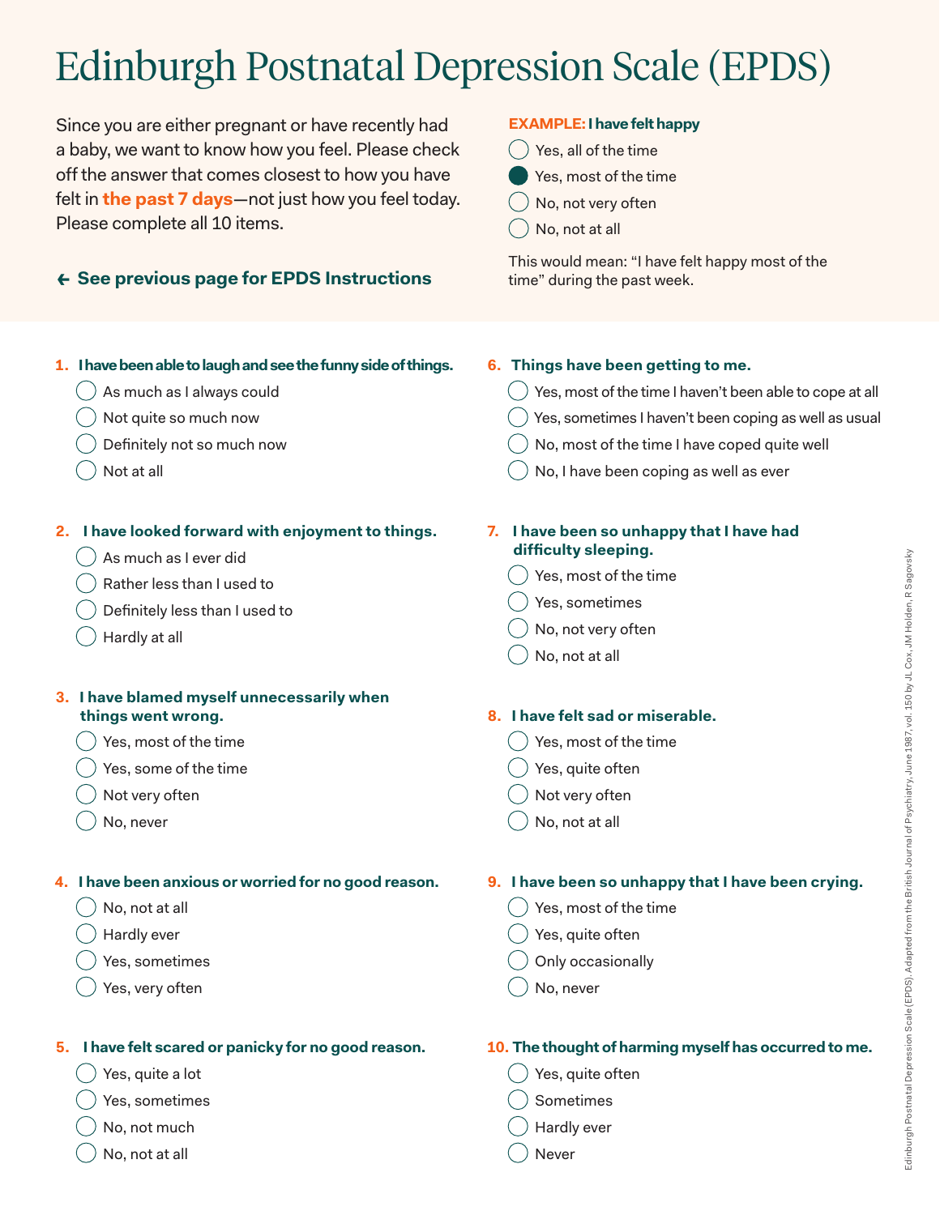# Edinburgh Postnatal Depression Scale (EPDS)

Since you are either pregnant or have recently had a baby, we want to know how you feel. Please check off the answer that comes closest to how you have felt in **the past 7 days**—not just how you feel today. Please complete all 10 items.

**← See previous page for EPDS Instructions**

**EXAMPLE: I have felt happy**

- ◯ Yes, all of the time
- ● Yes, most of the time
- ◯ No, not very often
- ◯ No, not at all

This would mean: "I have felt happy most of the time" during the past week.

**1. I have been able to laugh and see the funny side of things.**

- ◯ As much as I always could
- ◯ Not quite so much now
- ◯ Definitely not so much now
- ◯ Not at all

**2. I have looked forward with enjoyment to things.**

- ◯ As much as I ever did
- ◯ Rather less than I used to
- ◯ Definitely less than I used to
- ◯ Hardly at all

**3. I have blamed myself unnecessarily when things went wrong.**

- ◯ Yes, most of the time
- ◯ Yes, some of the time
- ◯ Not very often
- ◯ No, never

**4. I have been anxious or worried for no good reason.**

- ◯ No, not at all
- ◯ Hardly ever
- ◯ Yes, sometimes
- ◯ Yes, very often

**5. I have felt scared or panicky for no good reason.**

- ◯ Yes, quite a lot
- ◯ Yes, sometimes
- ◯ No, not much
- ◯ No, not at all

**6. Things have been getting to me.**

- ◯ Yes, most of the time I haven't been able to cope at all
- ◯ Yes, sometimes I haven't been coping as well as usual
- ◯ No, most of the time I have coped quite well
- ◯ No, I have been coping as well as ever

**7. I have been so unhappy that I have had difficulty sleeping.**

- ◯ Yes, most of the time
- ◯ Yes, sometimes
- ◯ No, not very often
- ◯ No, not at all

**8. I have felt sad or miserable.**

- ◯ Yes, most of the time
- ◯ Yes, quite often
- ◯ Not very often
- ◯ No, not at all

**9. I have been so unhappy that I have been crying.**

- ◯ Yes, most of the time
- ◯ Yes, quite often
- ◯ Only occasionally
- ◯ No, never

**10. The thought of harming myself has occurred to me.**

- ◯ Yes, quite often
- ◯ Sometimes
- ◯ Hardly ever
- ◯ Never

Edinburgh Postnatal Depression Scale (EPDS). Adapted from the British Journal of Psychiatry, June 1987, vol. 150 by JL Cox, JM Holden, R Sagovsky